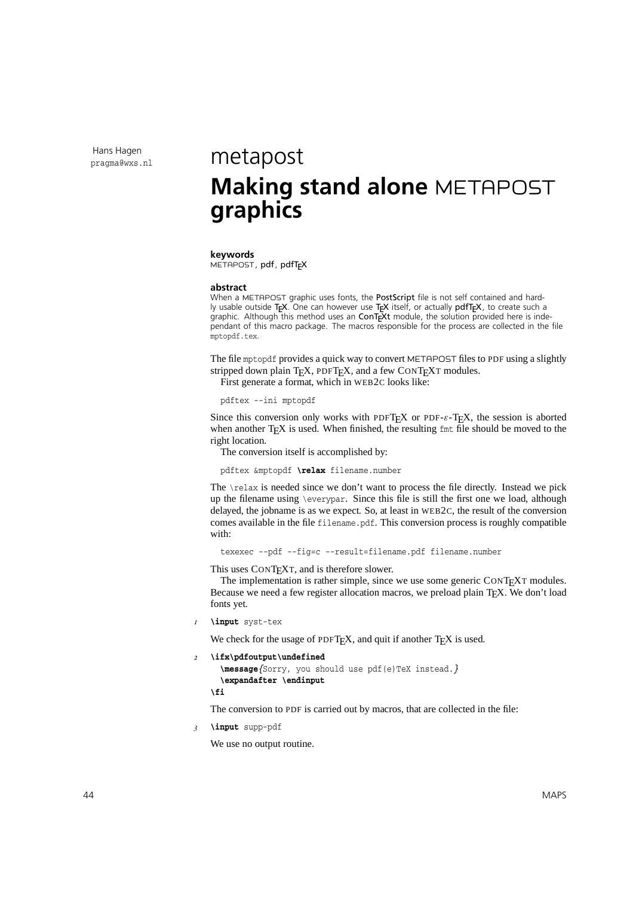Hans Hagen
pragma@wxs.nl

metapost

# Making stand alone METAPOST graphics

**keywords**
METAPOST, pdf, pdfTEX

**abstract**
When a METAPOST graphic uses fonts, the PostScript file is not self contained and hardly usable outside TEX. One can however use TEX itself, or actually pdfTEX, to create such a graphic. Although this method uses an ConTEXt module, the solution provided here is independant of this macro package. The macros responsible for the process are collected in the file `mptopdf.tex`.

The file `mptopdf` provides a quick way to convert METAPOST files to PDF using a slightly stripped down plain TEX, PDFTEX, and a few CONTEXT modules.

First generate a format, which in WEB2C looks like:

```
pdftex --ini mptopdf
```

Since this conversion only works with PDFTEX or PDF-ε-TEX, the session is aborted when another TEX is used. When finished, the resulting `fmt` file should be moved to the right location.

The conversion itself is accomplished by:

```
pdftex &mptopdf \relax filename.number
```

The `\relax` is needed since we don't want to process the file directly. Instead we pick up the filename using `\everypar`. Since this file is still the first one we load, although delayed, the jobname is as we expect. So, at least in WEB2C, the result of the conversion comes available in the file `filename.pdf`. This conversion process is roughly compatible with:

```
texexec --pdf --fig=c --result=filename.pdf filename.number
```

This uses CONTEXT, and is therefore slower.

The implementation is rather simple, since we use some generic CONTEXT modules. Because we need a few register allocation macros, we preload plain TEX. We don't load fonts yet.

```
1  \input syst-tex
```

We check for the usage of PDFTEX, and quit if another TEX is used.

```
2  \ifx\pdfoutput\undefined
     \message{Sorry, you should use pdf(e)TeX instead.}
     \expandafter \endinput
   \fi
```

The conversion to PDF is carried out by macros, that are collected in the file:

```
3  \input supp-pdf
```

We use no output routine.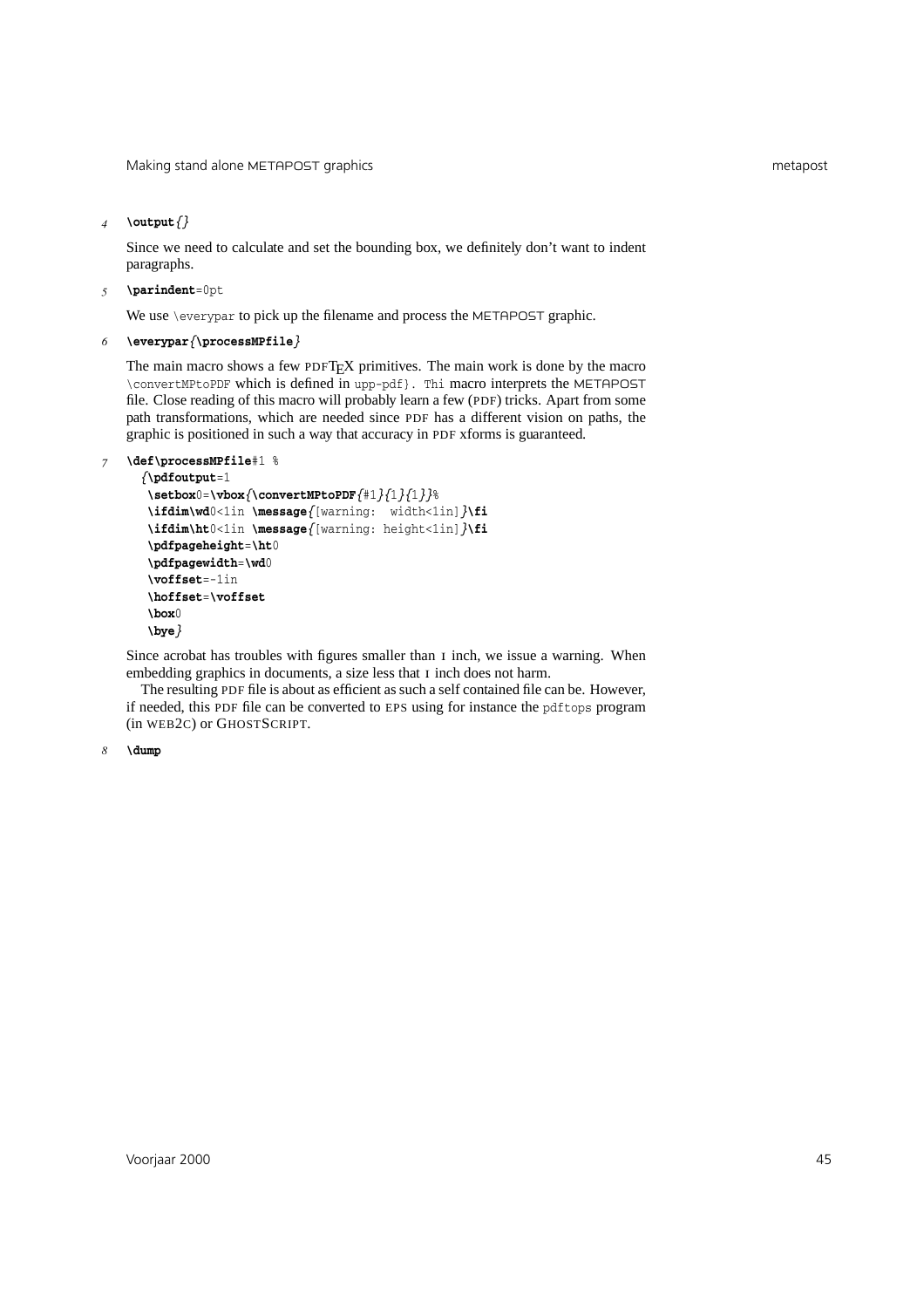4 `\output{}`

Since we need to calculate and set the bounding box, we definitely don't want to indent paragraphs.

5 `\parindent=0pt`

We use `\everypar` to pick up the filename and process the METAPOST graphic.

6 `\everypar{\processMPfile}`

The main macro shows a few PDFTEX primitives. The main work is done by the macro `\convertMPtoPDF` which is defined in `upp-pdf}. Thi` macro interprets the METAPOST file. Close reading of this macro will probably learn a few (PDF) tricks. Apart from some path transformations, which are needed since PDF has a different vision on paths, the graphic is positioned in such a way that accuracy in PDF xforms is guaranteed.

7
```
\def\processMPfile#1 %
  {\pdfoutput=1
   \setbox0=\vbox{\convertMPtoPDF{#1}{1}{1}}%
   \ifdim\wd0<1in \message{[warning:  width<1in]}\fi
   \ifdim\ht0<1in \message{[warning: height<1in]}\fi
   \pdfpageheight=\ht0
   \pdfpagewidth=\wd0
   \voffset=-1in
   \hoffset=\voffset
   \box0
   \bye}
```

Since acrobat has troubles with figures smaller than 1 inch, we issue a warning. When embedding graphics in documents, a size less that 1 inch does not harm.

The resulting PDF file is about as efficient as such a self contained file can be. However, if needed, this PDF file can be converted to EPS using for instance the `pdftops` program (in WEB2C) or GHOSTSCRIPT.

8 `\dump`